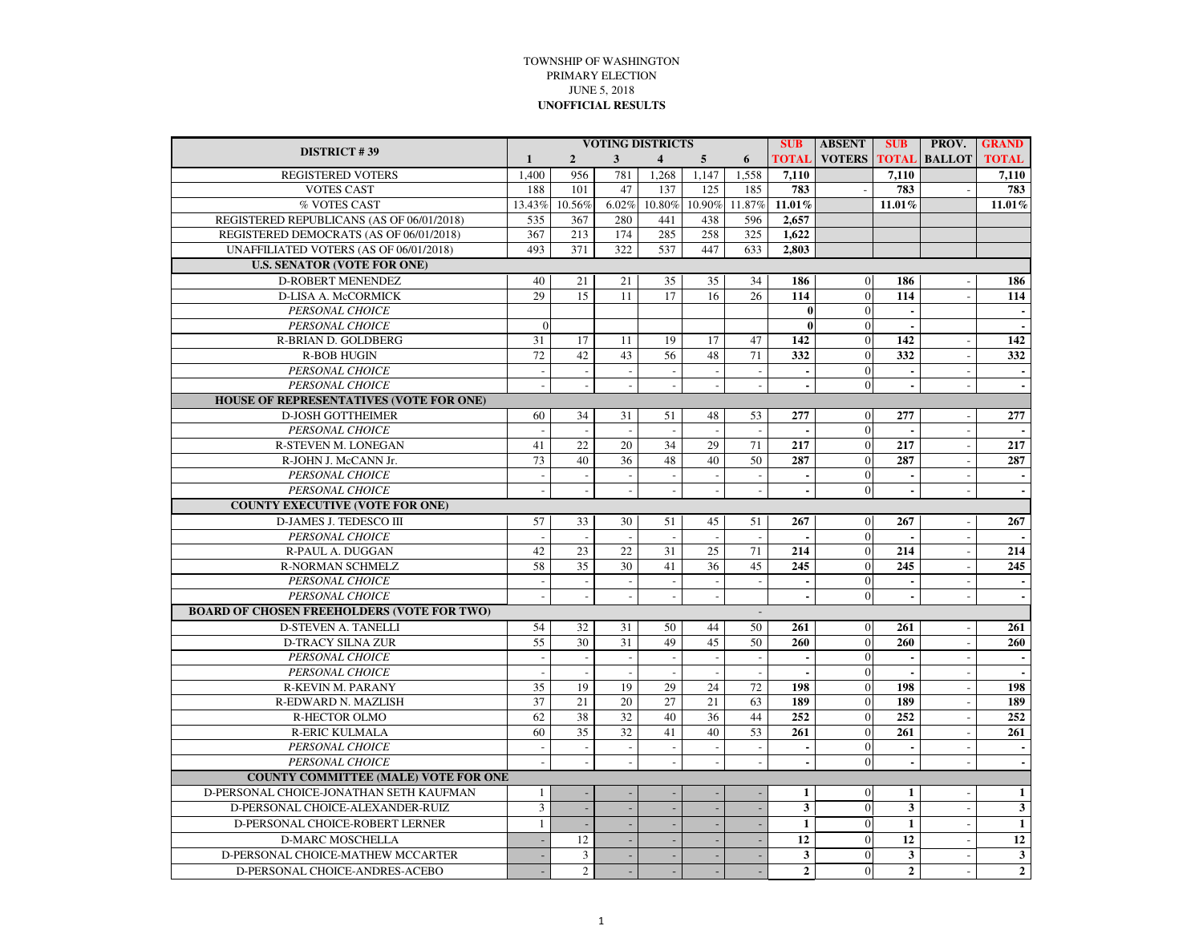TOWNSHIP OF WASHINGTON
PRIMARY ELECTION
JUNE 5, 2018
**UNOFFICIAL RESULTS**

| DISTRICT # 39 | VOTING DISTRICTS | | | | | | SUB | ABSENT | SUB | PROV. | GRAND |
|---|---|---|---|---|---|---|---|---|---|---|---|
| | 1 | 2 | 3 | 4 | 5 | 6 | TOTAL | VOTERS | TOTAL | BALLOT | TOTAL |
| REGISTERED VOTERS | 1,400 | 956 | 781 | 1,268 | 1,147 | 1,558 | **7,110** | | **7,110** | | **7,110** |
| VOTES CAST | 188 | 101 | 47 | 137 | 125 | 185 | **783** | - | **783** | - | **783** |
| % VOTES CAST | 13.43% | 10.56% | 6.02% | 10.80% | 10.90% | 11.87% | **11.01%** | | **11.01%** | | **11.01%** |
| REGISTERED REPUBLICANS (AS OF 06/01/2018) | 535 | 367 | 280 | 441 | 438 | 596 | **2,657** | | | | |
| REGISTERED DEMOCRATS (AS OF 06/01/2018) | 367 | 213 | 174 | 285 | 258 | 325 | **1,622** | | | | |
| UNAFFILIATED VOTERS (AS OF 06/01/2018) | 493 | 371 | 322 | 537 | 447 | 633 | **2,803** | | | | |
| **U.S. SENATOR (VOTE FOR ONE)** | | | | | | | | | | | |
| D-ROBERT MENENDEZ | 40 | 21 | 21 | 35 | 35 | 34 | **186** | 0 | **186** | - | **186** |
| D-LISA A. McCORMICK | 29 | 15 | 11 | 17 | 16 | 26 | **114** | 0 | **114** | - | **114** |
| *PERSONAL CHOICE* | | | | | | | **0** | 0 | **-** | | **-** |
| *PERSONAL CHOICE* | 0 | | | | | | **0** | 0 | **-** | | **-** |
| R-BRIAN D. GOLDBERG | 31 | 17 | 11 | 19 | 17 | 47 | **142** | 0 | **142** | - | **142** |
| R-BOB HUGIN | 72 | 42 | 43 | 56 | 48 | 71 | **332** | 0 | **332** | - | **332** |
| *PERSONAL CHOICE* | - | - | - | - | - | - | **-** | 0 | **-** | - | **-** |
| *PERSONAL CHOICE* | - | - | - | - | - | - | **-** | 0 | **-** | - | **-** |
| **HOUSE OF REPRESENTATIVES (VOTE FOR ONE)** | | | | | | | | | | | |
| D-JOSH GOTTHEIMER | 60 | 34 | 31 | 51 | 48 | 53 | **277** | 0 | **277** | - | **277** |
| *PERSONAL CHOICE* | - | - | - | - | - | - | **-** | 0 | **-** | - | **-** |
| R-STEVEN M. LONEGAN | 41 | 22 | 20 | 34 | 29 | 71 | **217** | 0 | **217** | - | **217** |
| R-JOHN J. McCANN Jr. | 73 | 40 | 36 | 48 | 40 | 50 | **287** | 0 | **287** | - | **287** |
| *PERSONAL CHOICE* | - | - | - | - | - | - | **-** | 0 | **-** | - | **-** |
| *PERSONAL CHOICE* | - | - | - | - | - | - | **-** | 0 | **-** | - | **-** |
| **COUNTY EXECUTIVE (VOTE FOR ONE)** | | | | | | | | | | | |
| D-JAMES J. TEDESCO III | 57 | 33 | 30 | 51 | 45 | 51 | **267** | 0 | **267** | - | **267** |
| *PERSONAL CHOICE* | - | - | - | - | - | - | **-** | 0 | **-** | - | **-** |
| R-PAUL A. DUGGAN | 42 | 23 | 22 | 31 | 25 | 71 | **214** | 0 | **214** | - | **214** |
| R-NORMAN SCHMELZ | 58 | 35 | 30 | 41 | 36 | 45 | **245** | 0 | **245** | - | **245** |
| *PERSONAL CHOICE* | - | - | - | - | - | - | **-** | 0 | **-** | - | **-** |
| *PERSONAL CHOICE* | - | - | - | - | - | | **-** | 0 | **-** | - | **-** |
| **BOARD OF CHOSEN FREEHOLDERS (VOTE FOR TWO)** | | | | | | - | | | | | |
| D-STEVEN A. TANELLI | 54 | 32 | 31 | 50 | 44 | 50 | **261** | 0 | **261** | - | **261** |
| D-TRACY SILNA ZUR | 55 | 30 | 31 | 49 | 45 | 50 | **260** | 0 | **260** | - | **260** |
| *PERSONAL CHOICE* | - | - | - | - | - | - | **-** | 0 | **-** | - | **-** |
| *PERSONAL CHOICE* | - | - | - | - | - | - | **-** | 0 | **-** | - | **-** |
| R-KEVIN M. PARANY | 35 | 19 | 19 | 29 | 24 | 72 | **198** | 0 | **198** | - | **198** |
| R-EDWARD N. MAZLISH | 37 | 21 | 20 | 27 | 21 | 63 | **189** | 0 | **189** | - | **189** |
| R-HECTOR OLMO | 62 | 38 | 32 | 40 | 36 | 44 | **252** | 0 | **252** | - | **252** |
| R-ERIC KULMALA | 60 | 35 | 32 | 41 | 40 | 53 | **261** | 0 | **261** | - | **261** |
| *PERSONAL CHOICE* | - | - | - | - | - | - | **-** | 0 | **-** | - | **-** |
| *PERSONAL CHOICE* | - | - | - | - | - | - | **-** | 0 | **-** | - | **-** |
| **COUNTY COMMITTEE (MALE) VOTE FOR ONE** | | | | | | | | | | | |
| D-PERSONAL CHOICE-JONATHAN SETH KAUFMAN | 1 | - | - | - | - | - | **1** | 0 | **1** | - | **1** |
| D-PERSONAL CHOICE-ALEXANDER-RUIZ | 3 | - | - | - | - | - | **3** | 0 | **3** | - | **3** |
| D-PERSONAL CHOICE-ROBERT LERNER | 1 | - | - | - | - | - | **1** | 0 | **1** | - | **1** |
| D-MARC MOSCHELLA | - | 12 | - | - | - | - | **12** | 0 | **12** | - | **12** |
| D-PERSONAL CHOICE-MATHEW MCCARTER | - | 3 | - | - | - | - | **3** | 0 | **3** | - | **3** |
| D-PERSONAL CHOICE-ANDRES-ACEBO | - | 2 | - | - | - | - | **2** | 0 | **2** | - | **2** |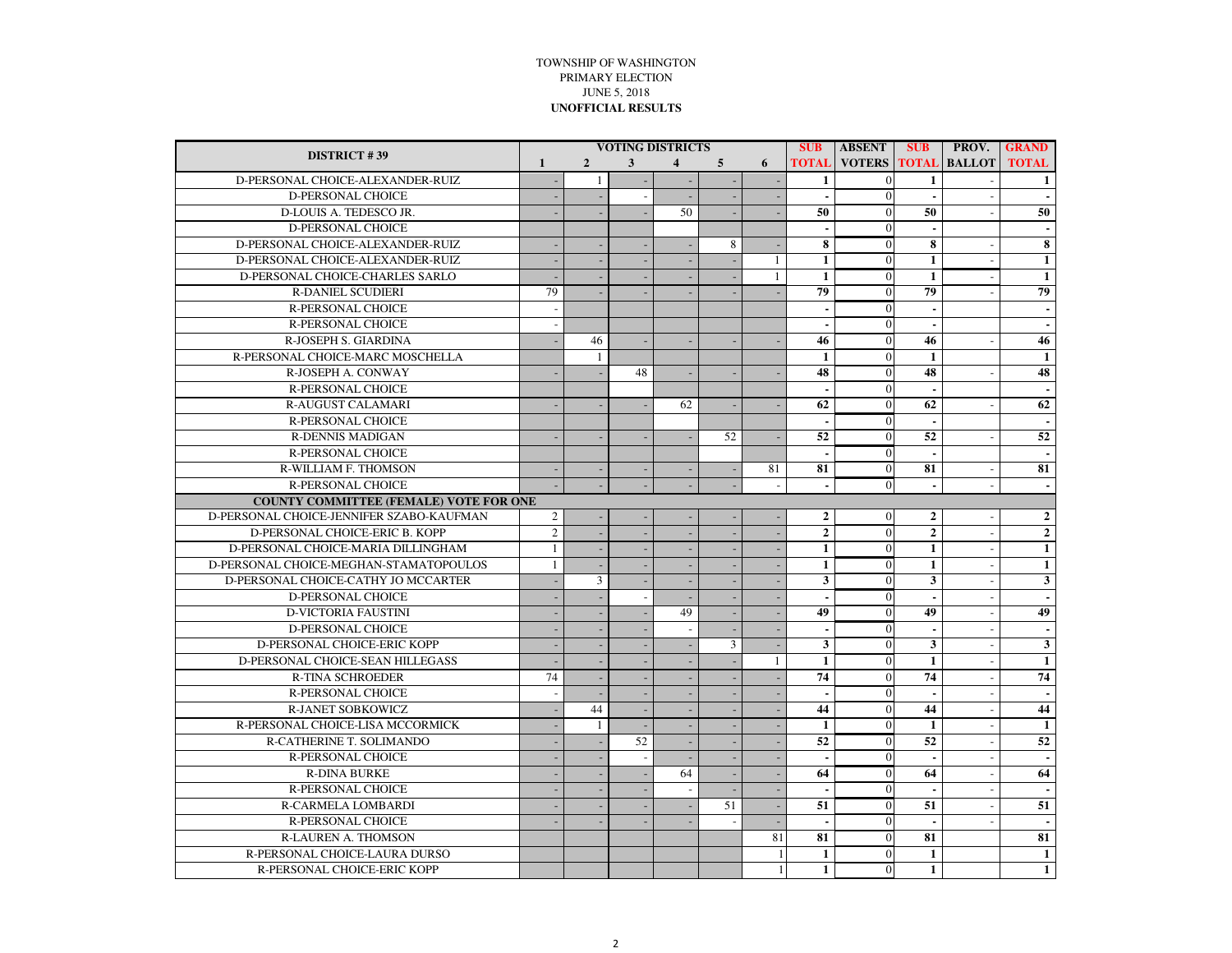TOWNSHIP OF WASHINGTON
PRIMARY ELECTION
JUNE 5, 2018
**UNOFFICIAL RESULTS**

| DISTRICT # 39 | VOTING DISTRICTS | | | | | | SUB | ABSENT | SUB | PROV. | GRAND |
|---|---|---|---|---|---|---|---|---|---|---|---|
| | 1 | 2 | 3 | 4 | 5 | 6 | TOTAL | VOTERS | TOTAL | BALLOT | TOTAL |
| D-PERSONAL CHOICE-ALEXANDER-RUIZ | - | 1 | - | - | - | - | 1 | 0 | 1 | - | 1 |
| D-PERSONAL CHOICE | - | - | - | - | - | - | - | 0 | - | - | - |
| D-LOUIS A. TEDESCO JR. | - | - | - | 50 | - | - | 50 | 0 | 50 | - | 50 |
| D-PERSONAL CHOICE | | | | | | | - | 0 | - | | - |
| D-PERSONAL CHOICE-ALEXANDER-RUIZ | - | - | - | - | 8 | - | 8 | 0 | 8 | - | 8 |
| D-PERSONAL CHOICE-ALEXANDER-RUIZ | - | - | - | - | - | 1 | 1 | 0 | 1 | - | 1 |
| D-PERSONAL CHOICE-CHARLES SARLO | - | - | - | - | - | 1 | 1 | 0 | 1 | - | 1 |
| R-DANIEL SCUDIERI | 79 | - | - | - | - | - | 79 | 0 | 79 | - | 79 |
| R-PERSONAL CHOICE | - | | | | | | - | 0 | - | | - |
| R-PERSONAL CHOICE | - | | | | | | - | 0 | - | | - |
| R-JOSEPH S. GIARDINA | - | 46 | - | - | - | - | 46 | 0 | 46 | - | 46 |
| R-PERSONAL CHOICE-MARC MOSCHELLA | | 1 | | | | | 1 | 0 | 1 | | 1 |
| R-JOSEPH A. CONWAY | - | - | 48 | - | - | - | 48 | 0 | 48 | - | 48 |
| R-PERSONAL CHOICE | | | | | | | - | 0 | - | | - |
| R-AUGUST CALAMARI | - | - | - | 62 | - | - | 62 | 0 | 62 | - | 62 |
| R-PERSONAL CHOICE | | | | | | | - | 0 | - | | - |
| R-DENNIS MADIGAN | - | - | - | - | 52 | - | 52 | 0 | 52 | - | 52 |
| R-PERSONAL CHOICE | | | | | | | - | 0 | - | | - |
| R-WILLIAM F. THOMSON | - | - | - | - | - | 81 | 81 | 0 | 81 | - | 81 |
| R-PERSONAL CHOICE | - | - | - | - | - | - | - | 0 | - | - | - |
| **COUNTY COMMITTEE (FEMALE) VOTE FOR ONE** | | | | | | | | | | | |
| D-PERSONAL CHOICE-JENNIFER SZABO-KAUFMAN | 2 | - | - | - | - | - | 2 | 0 | 2 | - | 2 |
| D-PERSONAL CHOICE-ERIC B. KOPP | 2 | - | - | - | - | - | 2 | 0 | 2 | - | 2 |
| D-PERSONAL CHOICE-MARIA DILLINGHAM | 1 | - | - | - | - | - | 1 | 0 | 1 | - | 1 |
| D-PERSONAL CHOICE-MEGHAN-STAMATOPOULOS | 1 | - | - | - | - | - | 1 | 0 | 1 | - | 1 |
| D-PERSONAL CHOICE-CATHY JO MCCARTER | - | 3 | - | - | - | - | 3 | 0 | 3 | - | 3 |
| D-PERSONAL CHOICE | - | - | - | - | - | - | - | 0 | - | - | - |
| D-VICTORIA FAUSTINI | - | - | - | 49 | - | - | 49 | 0 | 49 | - | 49 |
| D-PERSONAL CHOICE | - | - | - | - | - | - | - | 0 | - | - | - |
| D-PERSONAL CHOICE-ERIC KOPP | - | - | - | - | 3 | - | 3 | 0 | 3 | - | 3 |
| D-PERSONAL CHOICE-SEAN HILLEGASS | - | - | - | - | - | 1 | 1 | 0 | 1 | - | 1 |
| R-TINA SCHROEDER | 74 | - | - | - | - | - | 74 | 0 | 74 | - | 74 |
| R-PERSONAL CHOICE | - | - | - | - | - | - | - | 0 | - | - | - |
| R-JANET SOBKOWICZ | - | 44 | - | - | - | - | 44 | 0 | 44 | - | 44 |
| R-PERSONAL CHOICE-LISA MCCORMICK | - | 1 | - | - | - | - | 1 | 0 | 1 | - | 1 |
| R-CATHERINE T. SOLIMANDO | - | - | 52 | - | - | - | 52 | 0 | 52 | - | 52 |
| R-PERSONAL CHOICE | - | - | - | - | - | - | - | 0 | - | - | - |
| R-DINA BURKE | - | - | - | 64 | - | - | 64 | 0 | 64 | - | 64 |
| R-PERSONAL CHOICE | - | - | - | - | - | - | - | 0 | - | - | - |
| R-CARMELA LOMBARDI | - | - | - | - | 51 | - | 51 | 0 | 51 | - | 51 |
| R-PERSONAL CHOICE | - | - | - | - | - | - | - | 0 | - | - | - |
| R-LAUREN A. THOMSON | | | | | | 81 | 81 | 0 | 81 | | 81 |
| R-PERSONAL CHOICE-LAURA DURSO | | | | | | 1 | 1 | 0 | 1 | | 1 |
| R-PERSONAL CHOICE-ERIC KOPP | | | | | | 1 | 1 | 0 | 1 | | 1 |